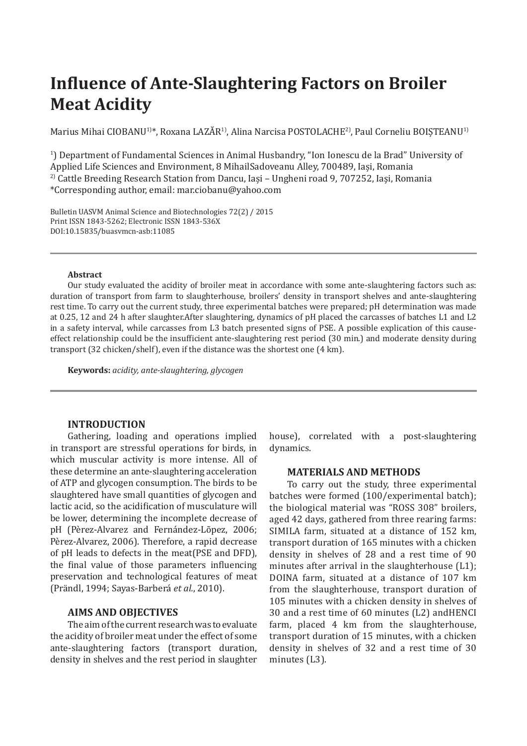# Influence of Ante-Slaughtering Factors on Broiler Meat Acidity

Marius Mihai CIOBANU[1)]*, Roxana LAZĂR[1)], Alina Narcisa POSTOLACHE[2)], Paul Corneliu BOIȘTEANU[1)]

[1)] Department of Fundamental Sciences in Animal Husbandry, "Ion Ionescu de la Brad" University of Applied Life Sciences and Environment, 8 MihailSadoveanu Alley, 700489, Iași, Romania
[2)] Cattle Breeding Research Station from Dancu, Iași – Ungheni road 9, 707252, Iași, Romania
*Corresponding author, email: mar.ciobanu@yahoo.com

Bulletin UASVM Animal Science and Biotechnologies 72(2) / 2015
Print ISSN 1843-5262; Electronic ISSN 1843-536X
DOI:10.15835/buasvmcn-asb:11085

**Abstract**

Our study evaluated the acidity of broiler meat in accordance with some ante-slaughtering factors such as: duration of transport from farm to slaughterhouse, broilers' density in transport shelves and ante-slaughtering rest time. To carry out the current study, three experimental batches were prepared; pH determination was made at 0.25, 12 and 24 h after slaughter.After slaughtering, dynamics of pH placed the carcasses of batches L1 and L2 in a safety interval, while carcasses from L3 batch presented signs of PSE. A possible explication of this cause-effect relationship could be the insufficient ante-slaughtering rest period (30 min.) and moderate density during transport (32 chicken/shelf), even if the distance was the shortest one (4 km).

**Keywords:** *acidity, ante-slaughtering, glycogen*

## INTRODUCTION

Gathering, loading and operations implied in transport are stressful operations for birds, in which muscular activity is more intense. All of these determine an ante-slaughtering acceleration of ATP and glycogen consumption. The birds to be slaughtered have small quantities of glycogen and lactic acid, so the acidification of musculature will be lower, determining the incomplete decrease of pH (Pèrez-Alvarez and Fernández-Lõpez, 2006; Pèrez-Alvarez, 2006). Therefore, a rapid decrease of pH leads to defects in the meat(PSE and DFD), the final value of those parameters influencing preservation and technological features of meat (Prändl, 1994; Sayas-Barberá *et al.*, 2010).

## AIMS AND OBJECTIVES

The aim of the current research was to evaluate the acidity of broiler meat under the effect of some ante-slaughtering factors (transport duration, density in shelves and the rest period in slaughter house), correlated with a post-slaughtering dynamics.

## MATERIALS AND METHODS

To carry out the study, three experimental batches were formed (100/experimental batch); the biological material was "ROSS 308" broilers, aged 42 days, gathered from three rearing farms: SIMILA farm, situated at a distance of 152 km, transport duration of 165 minutes with a chicken density in shelves of 28 and a rest time of 90 minutes after arrival in the slaughterhouse (L1); DOINA farm, situated at a distance of 107 km from the slaughterhouse, transport duration of 105 minutes with a chicken density in shelves of 30 and a rest time of 60 minutes (L2) andHENCI farm, placed 4 km from the slaughterhouse, transport duration of 15 minutes, with a chicken density in shelves of 32 and a rest time of 30 minutes (L3).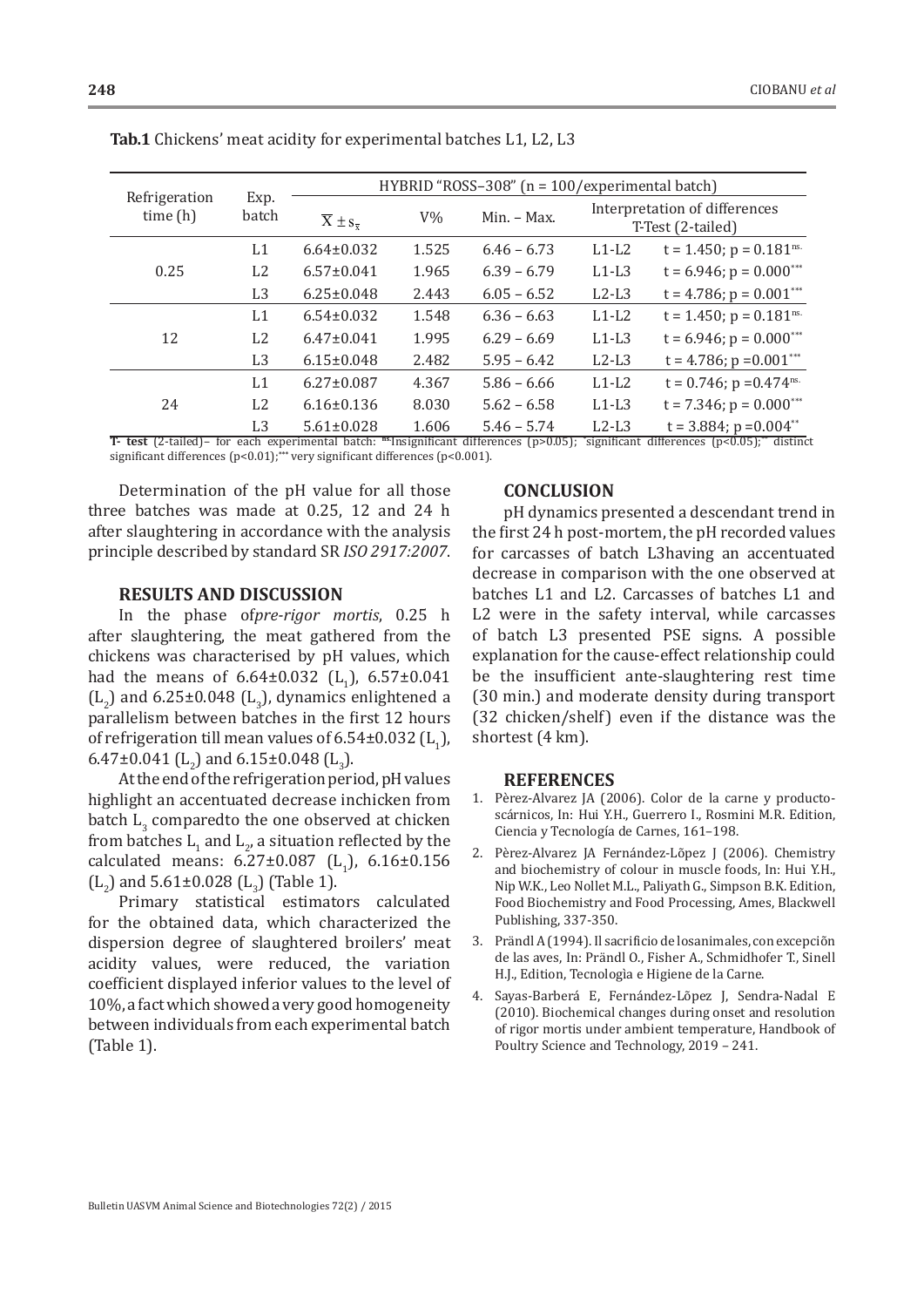**Tab.1** Chickens' meat acidity for experimental batches L1, L2, L3

| Refrigeration time (h) | Exp. batch | HYBRID "ROSS–308" (n = 100/experimental batch) | | | | |
|---|---|---|---|---|---|---|
| | | $\overline{X} \pm s_{\overline{x}}$ | V% | Min. – Max. | Interpretation of differences T-Test (2-tailed) | |
| 0.25 | L1 | 6.64±0.032 | 1.525 | 6.46 – 6.73 | L1-L2 | t = 1.450; p = 0.181[ns.] |
| | L2 | 6.57±0.041 | 1.965 | 6.39 – 6.79 | L1-L3 | t = 6.946; p = 0.000[***] |
| | L3 | 6.25±0.048 | 2.443 | 6.05 – 6.52 | L2-L3 | t = 4.786; p = 0.001[***] |
| 12 | L1 | 6.54±0.032 | 1.548 | 6.36 – 6.63 | L1-L2 | t = 1.450; p = 0.181[ns.] |
| | L2 | 6.47±0.041 | 1.995 | 6.29 – 6.69 | L1-L3 | t = 6.946; p = 0.000[***] |
| | L3 | 6.15±0.048 | 2.482 | 5.95 – 6.42 | L2-L3 | t = 4.786; p =0.001[***] |
| 24 | L1 | 6.27±0.087 | 4.367 | 5.86 – 6.66 | L1-L2 | t = 0.746; p =0.474[ns.] |
| | L2 | 6.16±0.136 | 8.030 | 5.62 – 6.58 | L1-L3 | t = 7.346; p = 0.000[***] |
| | L3 | 5.61±0.028 | 1.606 | 5.46 – 5.74 | L2-L3 | t = 3.884; p =0.004[**] |

**T- test** (2-tailed)– for each experimental batch: [ns]Insignificant differences (p>0.05); [*]significant differences (p<0.05); [**] distinct significant differences (p<0.01);[***] very significant differences (p<0.001).

Determination of the pH value for all those three batches was made at 0.25, 12 and 24 h after slaughtering in accordance with the analysis principle described by standard SR *ISO 2917:2007*.

## RESULTS AND DISCUSSION

In the phase of*pre-rigor mortis*, 0.25 h after slaughtering, the meat gathered from the chickens was characterised by pH values, which had the means of 6.64±0.032 ($L_1$), 6.57±0.041 ($L_2$) and 6.25±0.048 ($L_3$), dynamics enlightened a parallelism between batches in the first 12 hours of refrigeration till mean values of 6.54±0.032 ($L_1$), 6.47±0.041 ($L_2$) and 6.15±0.048 ($L_3$).

At the end of the refrigeration period, pH values highlight an accentuated decrease inchicken from batch $L_3$ comparedto the one observed at chicken from batches $L_1$ and $L_2$, a situation reflected by the calculated means: 6.27±0.087 ($L_1$), 6.16±0.156 ($L_2$) and 5.61±0.028 ($L_3$) (Table 1).

Primary statistical estimators calculated for the obtained data, which characterized the dispersion degree of slaughtered broilers' meat acidity values, were reduced, the variation coefficient displayed inferior values to the level of 10%, a fact which showed a very good homogeneity between individuals from each experimental batch (Table 1).

## CONCLUSION

pH dynamics presented a descendant trend in the first 24 h post-mortem, the pH recorded values for carcasses of batch L3having an accentuated decrease in comparison with the one observed at batches L1 and L2. Carcasses of batches L1 and L2 were in the safety interval, while carcasses of batch L3 presented PSE signs. A possible explanation for the cause-effect relationship could be the insufficient ante-slaughtering rest time (30 min.) and moderate density during transport (32 chicken/shelf) even if the distance was the shortest (4 km).

## REFERENCES

1. Pèrez-Alvarez JA (2006). Color de la carne y producto-scárnicos, In: Hui Y.H., Guerrero I., Rosmini M.R. Edition, Ciencia y Tecnología de Carnes, 161–198.
2. Pèrez-Alvarez JA Fernández-Lõpez J (2006). Chemistry and biochemistry of colour in muscle foods, In: Hui Y.H., Nip W.K., Leo Nollet M.L., Paliyath G., Simpson B.K. Edition, Food Biochemistry and Food Processing, Ames, Blackwell Publishing, 337-350.
3. Prändl A (1994). Il sacrificio de losanimales, con excepciõn de las aves, In: Prändl O., Fisher A., Schmidhofer T., Sinell H.J., Edition, Tecnologìa e Higiene de la Carne.
4. Sayas-Barberá E, Fernández-Lõpez J, Sendra-Nadal E (2010). Biochemical changes during onset and resolution of rigor mortis under ambient temperature, Handbook of Poultry Science and Technology, 2019 – 241.